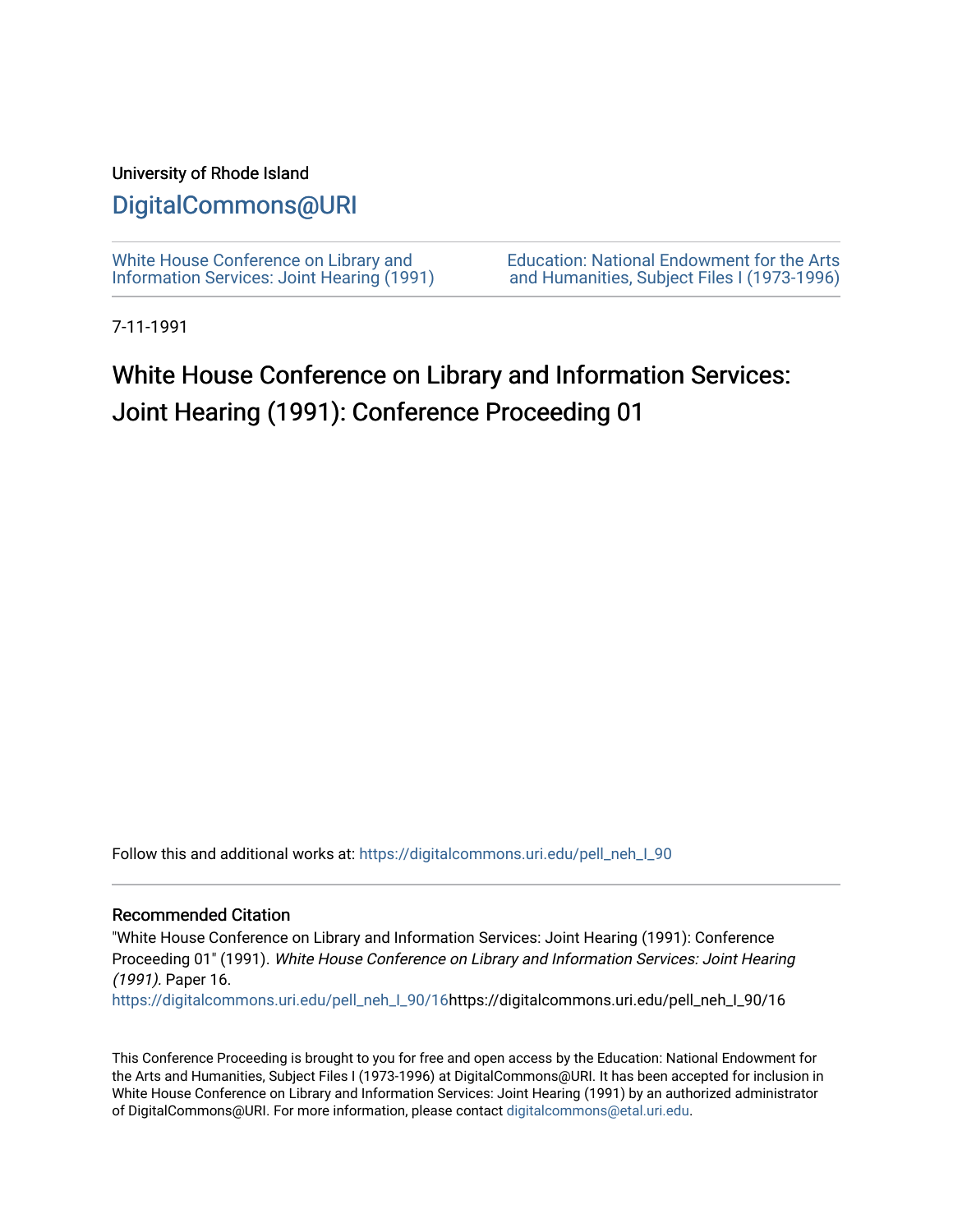University of Rhode Island

DigitalCommons@URI

White House Conference on Library and Information Services: Joint Hearing (1991)

Education: National Endowment for the Arts and Humanities, Subject Files I (1973-1996)

7-11-1991

# White House Conference on Library and Information Services: Joint Hearing (1991): Conference Proceeding 01

Follow this and additional works at: https://digitalcommons.uri.edu/pell_neh_I_90

## Recommended Citation

"White House Conference on Library and Information Services: Joint Hearing (1991): Conference Proceeding 01" (1991). *White House Conference on Library and Information Services: Joint Hearing (1991).* Paper 16.
https://digitalcommons.uri.edu/pell_neh_I_90/16https://digitalcommons.uri.edu/pell_neh_I_90/16

This Conference Proceeding is brought to you for free and open access by the Education: National Endowment for the Arts and Humanities, Subject Files I (1973-1996) at DigitalCommons@URI. It has been accepted for inclusion in White House Conference on Library and Information Services: Joint Hearing (1991) by an authorized administrator of DigitalCommons@URI. For more information, please contact digitalcommons@etal.uri.edu.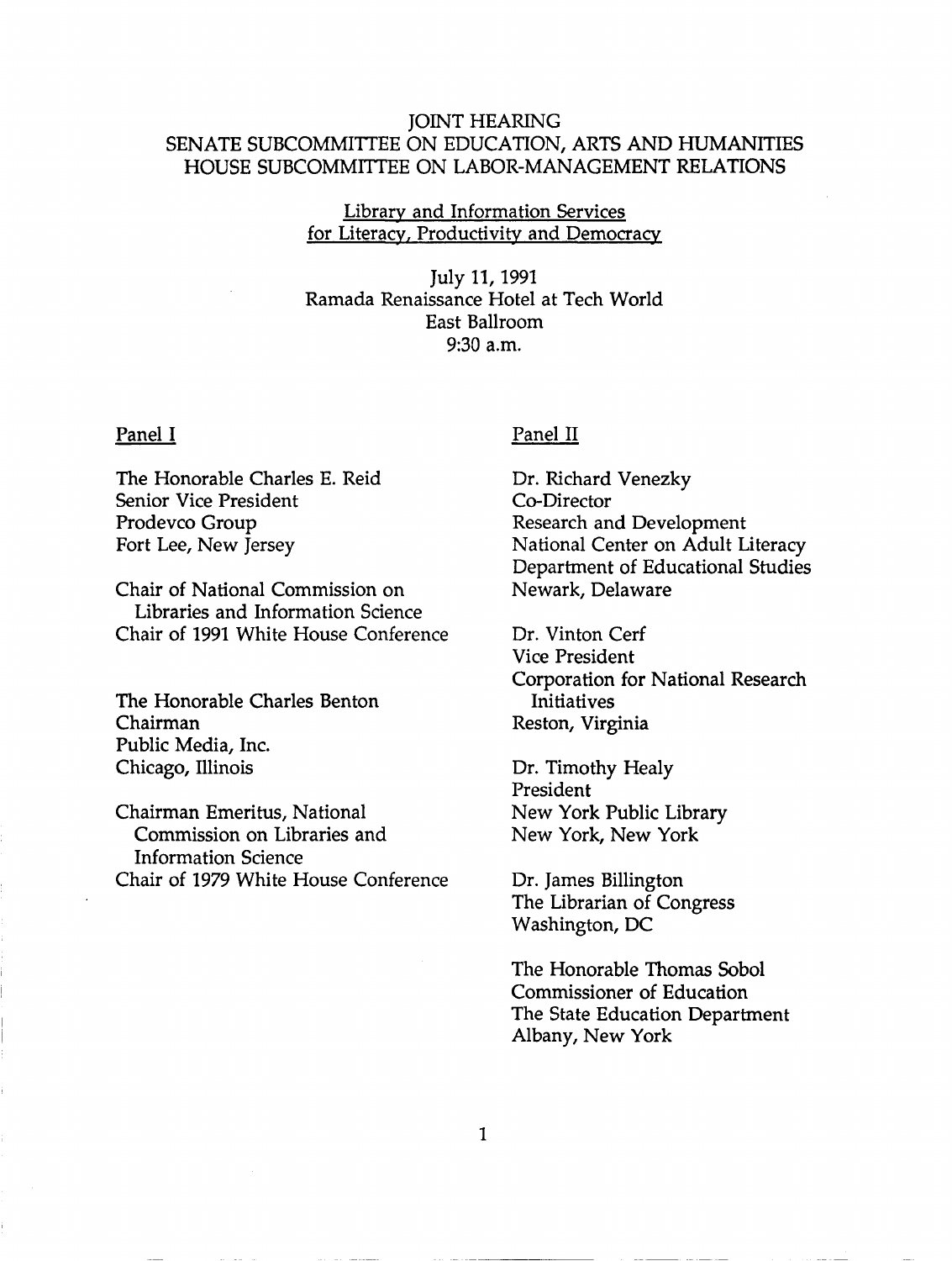# JOINT HEARING
## SENATE SUBCOMMITTEE ON EDUCATION, ARTS AND HUMANITIES
## HOUSE SUBCOMMITTEE ON LABOR-MANAGEMENT RELATIONS

Library and Information Services
for Literacy, Productivity and Democracy

July 11, 1991
Ramada Renaissance Hotel at Tech World
East Ballroom
9:30 a.m.

### Panel I

The Honorable Charles E. Reid
Senior Vice President
Prodevco Group
Fort Lee, New Jersey

Chair of National Commission on Libraries and Information Science
Chair of 1991 White House Conference

The Honorable Charles Benton
Chairman
Public Media, Inc.
Chicago, Illinois

Chairman Emeritus, National Commission on Libraries and Information Science
Chair of 1979 White House Conference

### Panel II

Dr. Richard Venezky
Co-Director
Research and Development
National Center on Adult Literacy
Department of Educational Studies
Newark, Delaware

Dr. Vinton Cerf
Vice President
Corporation for National Research Initiatives
Reston, Virginia

Dr. Timothy Healy
President
New York Public Library
New York, New York

Dr. James Billington
The Librarian of Congress
Washington, DC

The Honorable Thomas Sobol
Commissioner of Education
The State Education Department
Albany, New York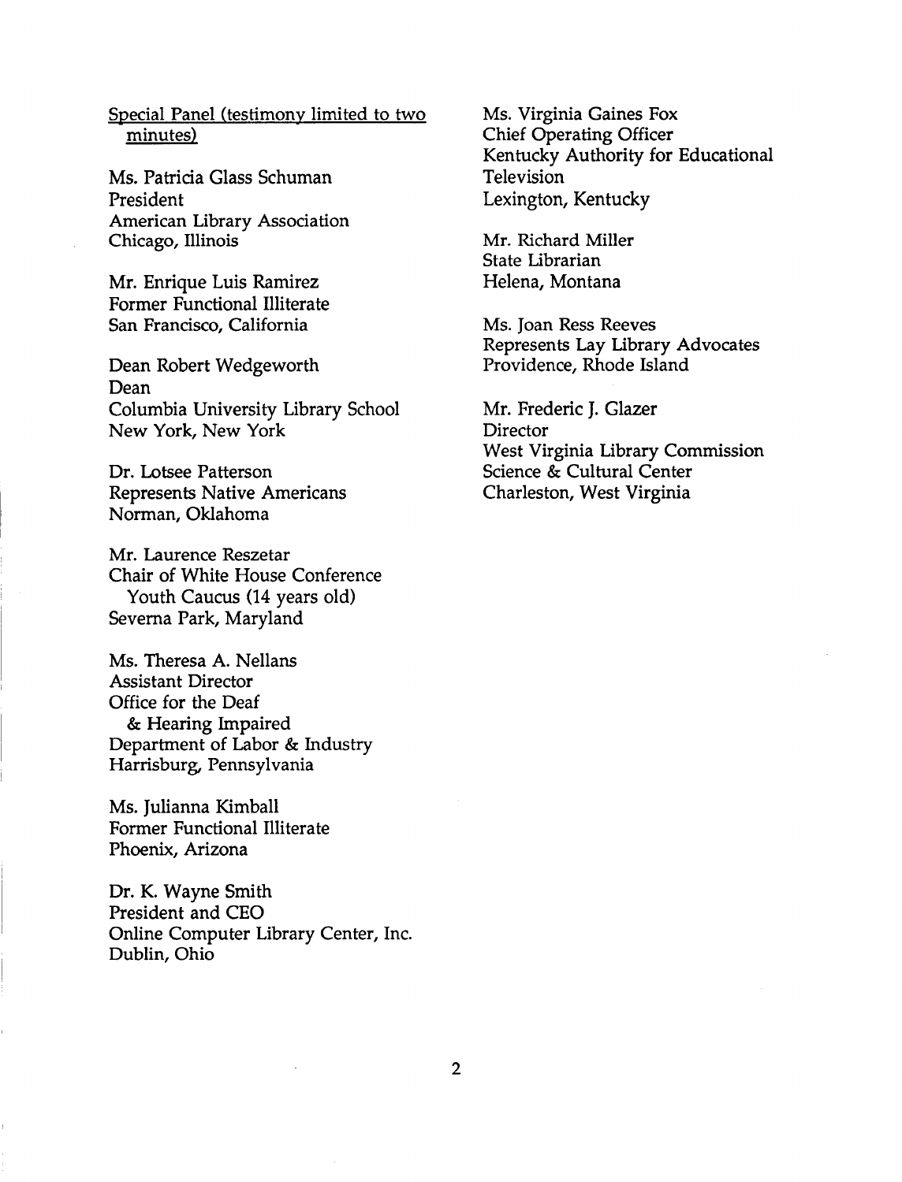<u>Special Panel (testimony limited to two minutes)</u>

Ms. Patricia Glass Schuman
President
American Library Association
Chicago, Illinois

Mr. Enrique Luis Ramirez
Former Functional Illiterate
San Francisco, California

Dean Robert Wedgeworth
Dean
Columbia University Library School
New York, New York

Dr. Lotsee Patterson
Represents Native Americans
Norman, Oklahoma

Mr. Laurence Reszetar
Chair of White House Conference
Youth Caucus (14 years old)
Severna Park, Maryland

Ms. Theresa A. Nellans
Assistant Director
Office for the Deaf
& Hearing Impaired
Department of Labor & Industry
Harrisburg, Pennsylvania

Ms. Julianna Kimball
Former Functional Illiterate
Phoenix, Arizona

Dr. K. Wayne Smith
President and CEO
Online Computer Library Center, Inc.
Dublin, Ohio

Ms. Virginia Gaines Fox
Chief Operating Officer
Kentucky Authority for Educational
Television
Lexington, Kentucky

Mr. Richard Miller
State Librarian
Helena, Montana

Ms. Joan Ress Reeves
Represents Lay Library Advocates
Providence, Rhode Island

Mr. Frederic J. Glazer
Director
West Virginia Library Commission
Science & Cultural Center
Charleston, West Virginia